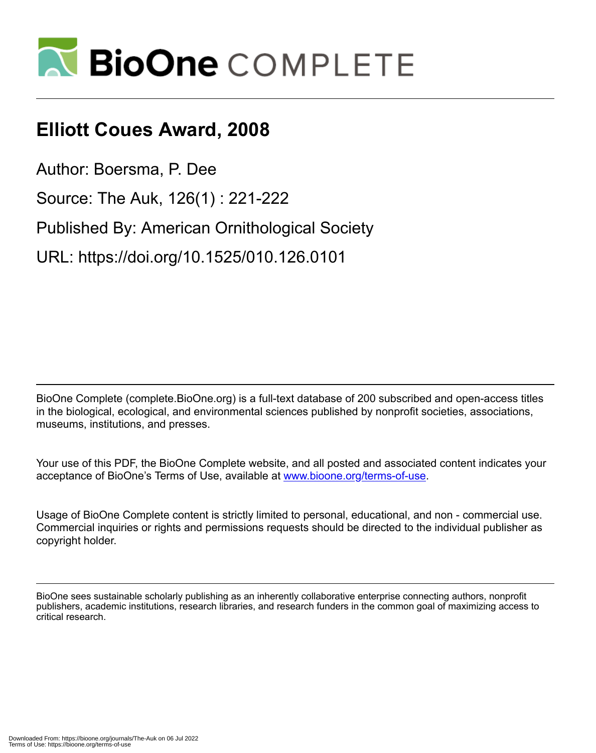# Elliott Coues Award, 2008

Author: Boersma, P. Dee

Source: The Auk, 126(1) : 221-222

Published By: American Ornithological Society

URL: https://doi.org/10.1525/010.126.0101

BioOne Complete (complete.BioOne.org) is a full-text database of 200 subscribed and open-access titles in the biological, ecological, and environmental sciences published by nonprofit societies, associations, museums, institutions, and presses.

Your use of this PDF, the BioOne Complete website, and all posted and associated content indicates your acceptance of BioOne's Terms of Use, available at www.bioone.org/terms-of-use.

Usage of BioOne Complete content is strictly limited to personal, educational, and non - commercial use. Commercial inquiries or rights and permissions requests should be directed to the individual publisher as copyright holder.

BioOne sees sustainable scholarly publishing as an inherently collaborative enterprise connecting authors, nonprofit publishers, academic institutions, research libraries, and research funders in the common goal of maximizing access to critical research.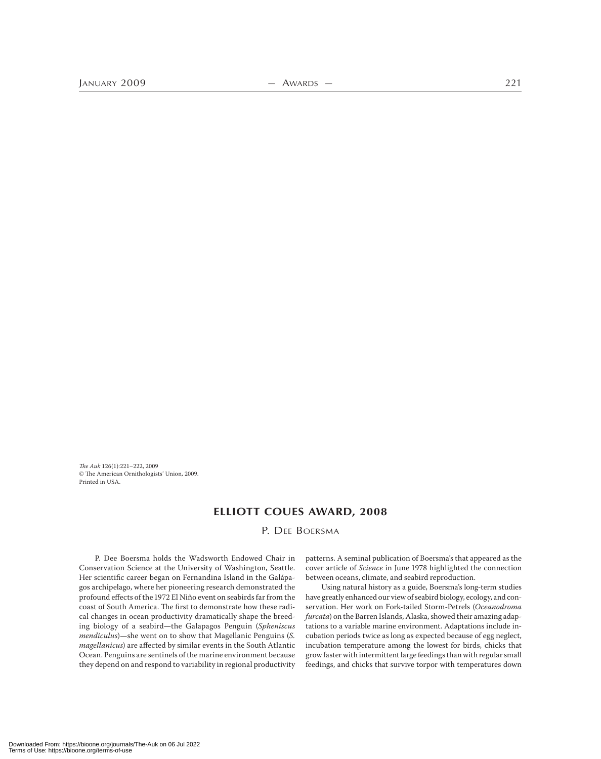*The Auk* 126(1):221–222, 2009
© The American Ornithologists' Union, 2009.
Printed in USA.

# ELLIOTT COUES AWARD, 2008

## P. Dee Boersma

P. Dee Boersma holds the Wadsworth Endowed Chair in Conservation Science at the University of Washington, Seattle. Her scientific career began on Fernandina Island in the Galápagos archipelago, where her pioneering research demonstrated the profound effects of the 1972 El Niño event on seabirds far from the coast of South America. The first to demonstrate how these radical changes in ocean productivity dramatically shape the breeding biology of a seabird—the Galapagos Penguin (*Spheniscus mendiculus*)—she went on to show that Magellanic Penguins (*S. magellanicus*) are affected by similar events in the South Atlantic Ocean. Penguins are sentinels of the marine environment because they depend on and respond to variability in regional productivity patterns. A seminal publication of Boersma's that appeared as the cover article of *Science* in June 1978 highlighted the connection between oceans, climate, and seabird reproduction.

Using natural history as a guide, Boersma's long-term studies have greatly enhanced our view of seabird biology, ecology, and conservation. Her work on Fork-tailed Storm-Petrels (*Oceanodroma furcata*) on the Barren Islands, Alaska, showed their amazing adaptations to a variable marine environment. Adaptations include incubation periods twice as long as expected because of egg neglect, incubation temperature among the lowest for birds, chicks that grow faster with intermittent large feedings than with regular small feedings, and chicks that survive torpor with temperatures down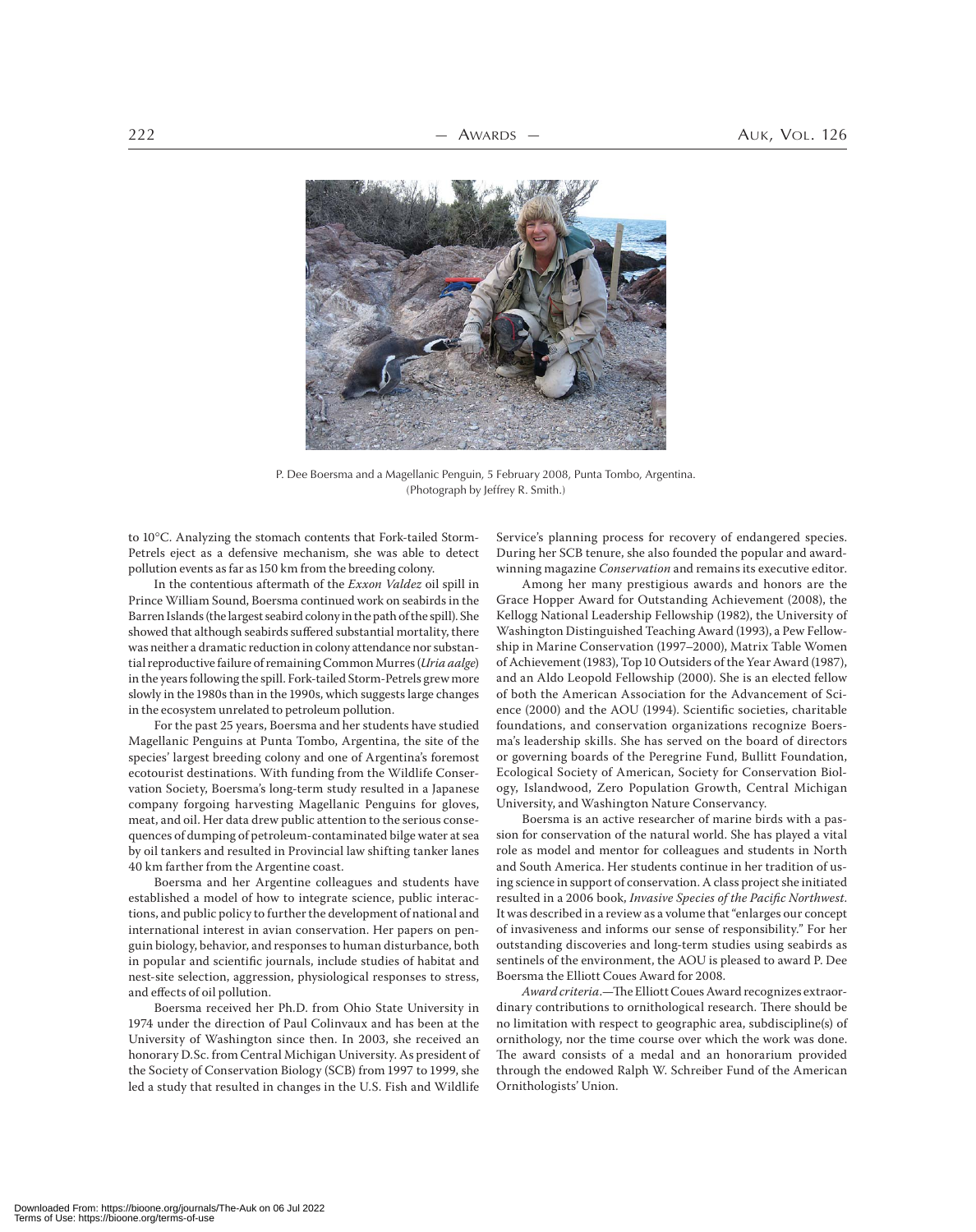P. Dee Boersma and a Magellanic Penguin, 5 February 2008, Punta Tombo, Argentina. (Photograph by Jeffrey R. Smith.)

to 10°C. Analyzing the stomach contents that Fork-tailed Storm-Petrels eject as a defensive mechanism, she was able to detect pollution events as far as 150 km from the breeding colony.

In the contentious aftermath of the *Exxon Valdez* oil spill in Prince William Sound, Boersma continued work on seabirds in the Barren Islands (the largest seabird colony in the path of the spill). She showed that although seabirds suffered substantial mortality, there was neither a dramatic reduction in colony attendance nor substantial reproductive failure of remaining Common Murres (*Uria aalge*) in the years following the spill. Fork-tailed Storm-Petrels grew more slowly in the 1980s than in the 1990s, which suggests large changes in the ecosystem unrelated to petroleum pollution.

For the past 25 years, Boersma and her students have studied Magellanic Penguins at Punta Tombo, Argentina, the site of the species' largest breeding colony and one of Argentina's foremost ecotourist destinations. With funding from the Wildlife Conservation Society, Boersma's long-term study resulted in a Japanese company forgoing harvesting Magellanic Penguins for gloves, meat, and oil. Her data drew public attention to the serious consequences of dumping of petroleum-contaminated bilge water at sea by oil tankers and resulted in Provincial law shifting tanker lanes 40 km farther from the Argentine coast.

Boersma and her Argentine colleagues and students have established a model of how to integrate science, public interactions, and public policy to further the development of national and international interest in avian conservation. Her papers on penguin biology, behavior, and responses to human disturbance, both in popular and scientific journals, include studies of habitat and nest-site selection, aggression, physiological responses to stress, and effects of oil pollution.

Boersma received her Ph.D. from Ohio State University in 1974 under the direction of Paul Colinvaux and has been at the University of Washington since then. In 2003, she received an honorary D.Sc. from Central Michigan University. As president of the Society of Conservation Biology (SCB) from 1997 to 1999, she led a study that resulted in changes in the U.S. Fish and Wildlife Service's planning process for recovery of endangered species. During her SCB tenure, she also founded the popular and award-winning magazine *Conservation* and remains its executive editor.

Among her many prestigious awards and honors are the Grace Hopper Award for Outstanding Achievement (2008), the Kellogg National Leadership Fellowship (1982), the University of Washington Distinguished Teaching Award (1993), a Pew Fellowship in Marine Conservation (1997–2000), Matrix Table Women of Achievement (1983), Top 10 Outsiders of the Year Award (1987), and an Aldo Leopold Fellowship (2000). She is an elected fellow of both the American Association for the Advancement of Science (2000) and the AOU (1994). Scientific societies, charitable foundations, and conservation organizations recognize Boersma's leadership skills. She has served on the board of directors or governing boards of the Peregrine Fund, Bullitt Foundation, Ecological Society of American, Society for Conservation Biology, Islandwood, Zero Population Growth, Central Michigan University, and Washington Nature Conservancy.

Boersma is an active researcher of marine birds with a passion for conservation of the natural world. She has played a vital role as model and mentor for colleagues and students in North and South America. Her students continue in her tradition of using science in support of conservation. A class project she initiated resulted in a 2006 book, *Invasive Species of the Pacific Northwest*. It was described in a review as a volume that "enlarges our concept of invasiveness and informs our sense of responsibility." For her outstanding discoveries and long-term studies using seabirds as sentinels of the environment, the AOU is pleased to award P. Dee Boersma the Elliott Coues Award for 2008.

*Award criteria*.—The Elliott Coues Award recognizes extraordinary contributions to ornithological research. There should be no limitation with respect to geographic area, subdiscipline(s) of ornithology, nor the time course over which the work was done. The award consists of a medal and an honorarium provided through the endowed Ralph W. Schreiber Fund of the American Ornithologists' Union.